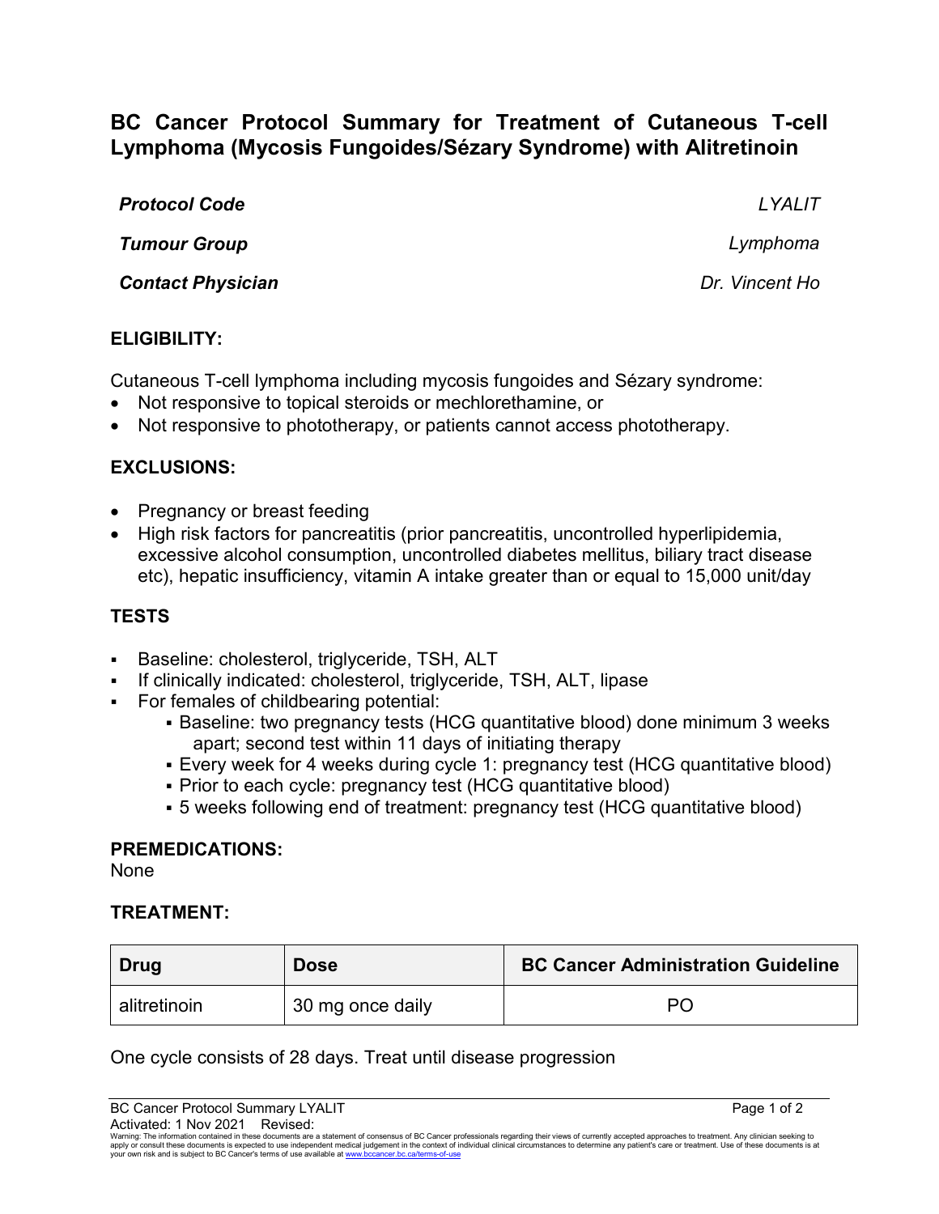# BC Cancer Protocol Summary for Treatment of Cutaneous T-cell Lymphoma (Mycosis Fungoides/Sézary Syndrome) with Alitretinoin

| | |
|---|---|
| ***Protocol Code*** | *LYALIT* |
| ***Tumour Group*** | *Lymphoma* |
| ***Contact Physician*** | *Dr. Vincent Ho* |

## ELIGIBILITY:

Cutaneous T-cell lymphoma including mycosis fungoides and Sézary syndrome:

- Not responsive to topical steroids or mechlorethamine, or
- Not responsive to phototherapy, or patients cannot access phototherapy.

## EXCLUSIONS:

- Pregnancy or breast feeding
- High risk factors for pancreatitis (prior pancreatitis, uncontrolled hyperlipidemia, excessive alcohol consumption, uncontrolled diabetes mellitus, biliary tract disease etc), hepatic insufficiency, vitamin A intake greater than or equal to 15,000 unit/day

## TESTS

- Baseline: cholesterol, triglyceride, TSH, ALT
- If clinically indicated: cholesterol, triglyceride, TSH, ALT, lipase
- For females of childbearing potential:
  - Baseline: two pregnancy tests (HCG quantitative blood) done minimum 3 weeks apart; second test within 11 days of initiating therapy
  - Every week for 4 weeks during cycle 1: pregnancy test (HCG quantitative blood)
  - Prior to each cycle: pregnancy test (HCG quantitative blood)
  - 5 weeks following end of treatment: pregnancy test (HCG quantitative blood)

## PREMEDICATIONS:

None

## TREATMENT:

| Drug | Dose | BC Cancer Administration Guideline |
|---|---|---|
| alitretinoin | 30 mg once daily | PO |

One cycle consists of 28 days. Treat until disease progression

Activated: 1 Nov 2021 Revised:

Warning: The information contained in these documents are a statement of consensus of BC Cancer professionals regarding their views of currently accepted approaches to treatment. Any clinician seeking to apply or consult these documents is expected to use independent medical judgement in the context of individual clinical circumstances to determine any patient's care or treatment. Use of these documents is at your own risk and is subject to BC Cancer's terms of use available at www.bccancer.bc.ca/terms-of-use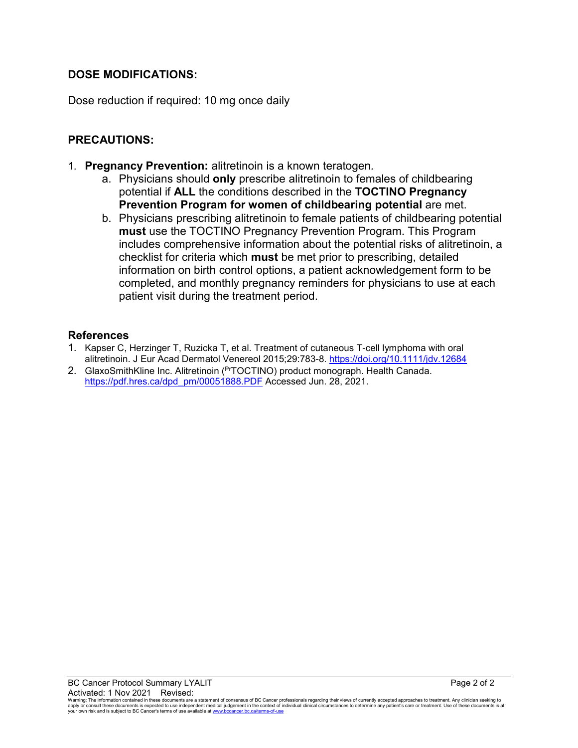## DOSE MODIFICATIONS:

Dose reduction if required: 10 mg once daily

## PRECAUTIONS:

1. **Pregnancy Prevention:** alitretinoin is a known teratogen.
   a. Physicians should **only** prescribe alitretinoin to females of childbearing potential if **ALL** the conditions described in the **TOCTINO Pregnancy Prevention Program for women of childbearing potential** are met.
   b. Physicians prescribing alitretinoin to female patients of childbearing potential **must** use the TOCTINO Pregnancy Prevention Program. This Program includes comprehensive information about the potential risks of alitretinoin, a checklist for criteria which **must** be met prior to prescribing, detailed information on birth control options, a patient acknowledgement form to be completed, and monthly pregnancy reminders for physicians to use at each patient visit during the treatment period.

### References

1. Kapser C, Herzinger T, Ruzicka T, et al. Treatment of cutaneous T-cell lymphoma with oral alitretinoin. J Eur Acad Dermatol Venereol 2015;29:783-8. https://doi.org/10.1111/jdv.12684
2. GlaxoSmithKline Inc. Alitretinoin (PrTOCTINO) product monograph. Health Canada. https://pdf.hres.ca/dpd_pm/00051888.PDF Accessed Jun. 28, 2021.

BC Cancer Protocol Summary LYALIT
Activated: 1 Nov 2021 Revised:
Warning: The information contained in these documents are a statement of consensus of BC Cancer professionals regarding their views of currently accepted approaches to treatment. Any clinician seeking to apply or consult these documents is expected to use independent medical judgement in the context of individual clinical circumstances to determine any patient's care or treatment. Use of these documents is at your own risk and is subject to BC Cancer's terms of use available at www.bccancer.bc.ca/terms-of-use